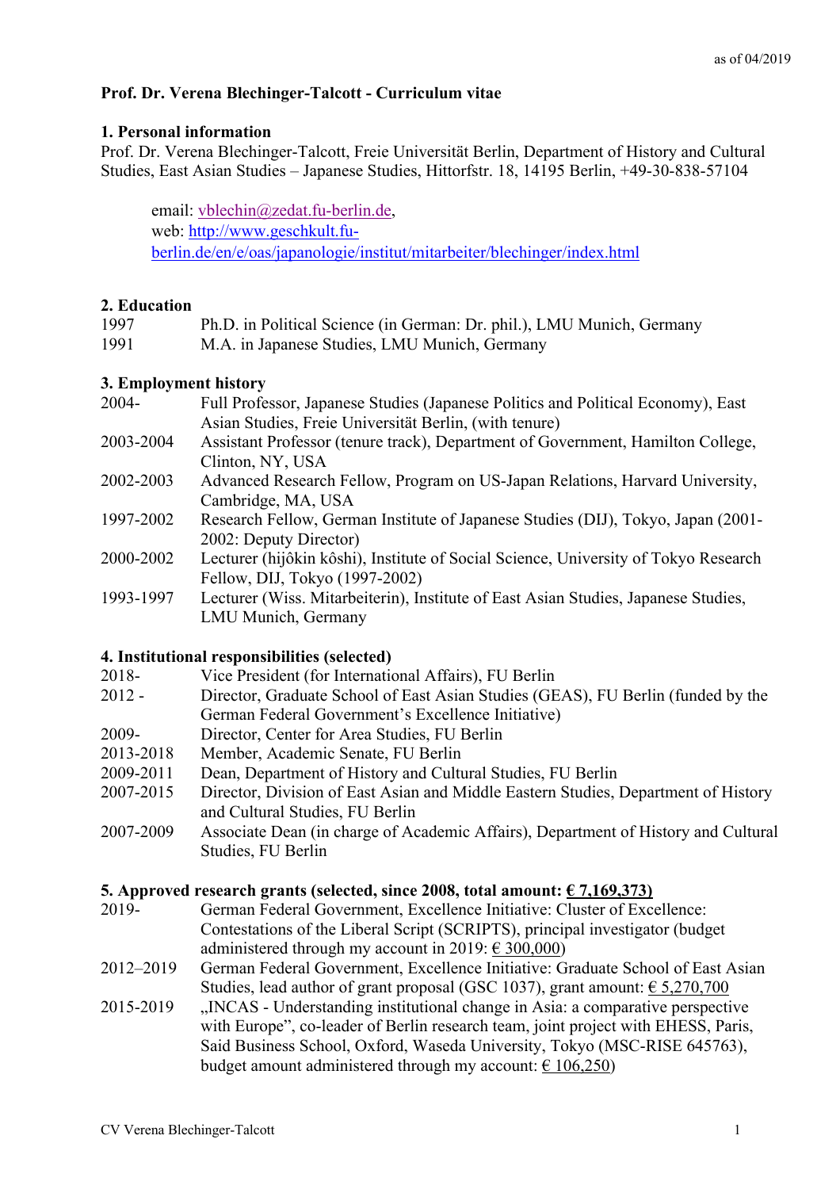as of 04/2019

**Prof. Dr. Verena Blechinger-Talcott - Curriculum vitae**

## 1. Personal information

Prof. Dr. Verena Blechinger-Talcott, Freie Universität Berlin, Department of History and Cultural Studies, East Asian Studies – Japanese Studies, Hittorfstr. 18, 14195 Berlin, +49-30-838-57104

email: vblechin@zedat.fu-berlin.de,
web: http://www.geschkult.fu-berlin.de/en/e/oas/japanologie/institut/mitarbeiter/blechinger/index.html

## 2. Education

| | |
|---|---|
| 1997 | Ph.D. in Political Science (in German: Dr. phil.), LMU Munich, Germany |
| 1991 | M.A. in Japanese Studies, LMU Munich, Germany |

## 3. Employment history

| | |
|---|---|
| 2004- | Full Professor, Japanese Studies (Japanese Politics and Political Economy), East Asian Studies, Freie Universität Berlin, (with tenure) |
| 2003-2004 | Assistant Professor (tenure track), Department of Government, Hamilton College, Clinton, NY, USA |
| 2002-2003 | Advanced Research Fellow, Program on US-Japan Relations, Harvard University, Cambridge, MA, USA |
| 1997-2002 | Research Fellow, German Institute of Japanese Studies (DIJ), Tokyo, Japan (2001-2002: Deputy Director) |
| 2000-2002 | Lecturer (hijôkin kôshi), Institute of Social Science, University of Tokyo Research Fellow, DIJ, Tokyo (1997-2002) |
| 1993-1997 | Lecturer (Wiss. Mitarbeiterin), Institute of East Asian Studies, Japanese Studies, LMU Munich, Germany |

## 4. Institutional responsibilities (selected)

| | |
|---|---|
| 2018- | Vice President (for International Affairs), FU Berlin |
| 2012 - | Director, Graduate School of East Asian Studies (GEAS), FU Berlin (funded by the German Federal Government's Excellence Initiative) |
| 2009- | Director, Center for Area Studies, FU Berlin |
| 2013-2018 | Member, Academic Senate, FU Berlin |
| 2009-2011 | Dean, Department of History and Cultural Studies, FU Berlin |
| 2007-2015 | Director, Division of East Asian and Middle Eastern Studies, Department of History and Cultural Studies, FU Berlin |
| 2007-2009 | Associate Dean (in charge of Academic Affairs), Department of History and Cultural Studies, FU Berlin |

## 5. Approved research grants (selected, since 2008, total amount: € 7,169,373)

| | |
|---|---|
| 2019- | German Federal Government, Excellence Initiative: Cluster of Excellence: Contestations of the Liberal Script (SCRIPTS), principal investigator (budget administered through my account in 2019: € 300,000) |
| 2012–2019 | German Federal Government, Excellence Initiative: Graduate School of East Asian Studies, lead author of grant proposal (GSC 1037), grant amount: € 5,270,700 |
| 2015-2019 | „INCAS - Understanding institutional change in Asia: a comparative perspective with Europe", co-leader of Berlin research team, joint project with EHESS, Paris, Said Business School, Oxford, Waseda University, Tokyo (MSC-RISE 645763), budget amount administered through my account: € 106,250) |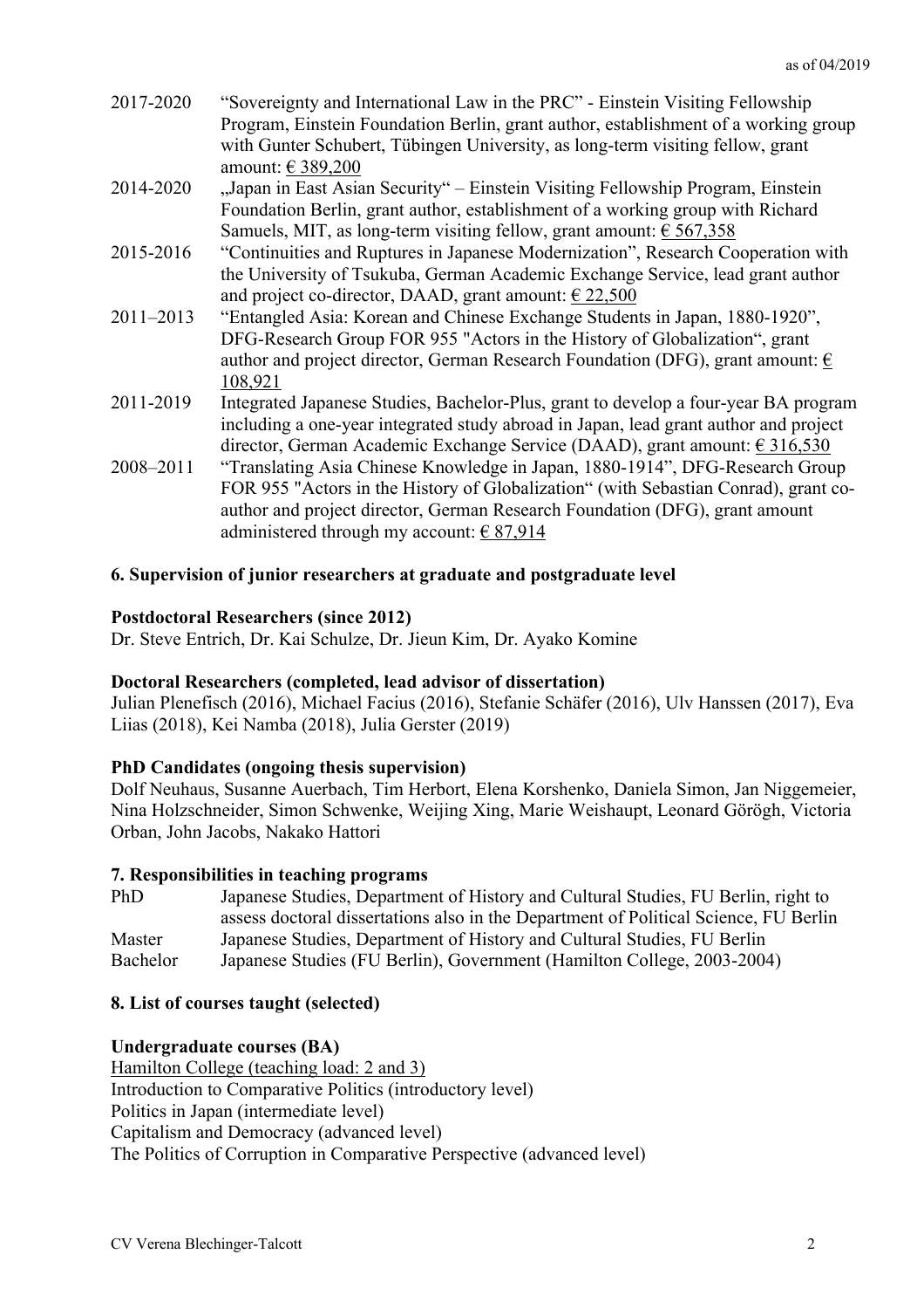| | |
|---|---|
| 2017-2020 | "Sovereignty and International Law in the PRC" - Einstein Visiting Fellowship Program, Einstein Foundation Berlin, grant author, establishment of a working group with Gunter Schubert, Tübingen University, as long-term visiting fellow, grant amount: <u>€ 389,200</u> |
| 2014-2020 | „Japan in East Asian Security" – Einstein Visiting Fellowship Program, Einstein Foundation Berlin, grant author, establishment of a working group with Richard Samuels, MIT, as long-term visiting fellow, grant amount: <u>€ 567,358</u> |
| 2015-2016 | "Continuities and Ruptures in Japanese Modernization", Research Cooperation with the University of Tsukuba, German Academic Exchange Service, lead grant author and project co-director, DAAD, grant amount: <u>€ 22,500</u> |
| 2011–2013 | "Entangled Asia: Korean and Chinese Exchange Students in Japan, 1880-1920", DFG-Research Group FOR 955 "Actors in the History of Globalization", grant author and project director, German Research Foundation (DFG), grant amount: <u>€ 108,921</u> |
| 2011-2019 | Integrated Japanese Studies, Bachelor-Plus, grant to develop a four-year BA program including a one-year integrated study abroad in Japan, lead grant author and project director, German Academic Exchange Service (DAAD), grant amount: <u>€ 316,530</u> |
| 2008–2011 | "Translating Asia Chinese Knowledge in Japan, 1880-1914", DFG-Research Group FOR 955 "Actors in the History of Globalization" (with Sebastian Conrad), grant co-author and project director, German Research Foundation (DFG), grant amount administered through my account: <u>€ 87,914</u> |

## 6. Supervision of junior researchers at graduate and postgraduate level

**Postdoctoral Researchers (since 2012)**
Dr. Steve Entrich, Dr. Kai Schulze, Dr. Jieun Kim, Dr. Ayako Komine

**Doctoral Researchers (completed, lead advisor of dissertation)**
Julian Plenefisch (2016), Michael Facius (2016), Stefanie Schäfer (2016), Ulv Hanssen (2017), Eva Liias (2018), Kei Namba (2018), Julia Gerster (2019)

**PhD Candidates (ongoing thesis supervision)**
Dolf Neuhaus, Susanne Auerbach, Tim Herbort, Elena Korshenko, Daniela Simon, Jan Niggemeier, Nina Holzschneider, Simon Schwenke, Weijing Xing, Marie Weishaupt, Leonard Görögh, Victoria Orban, John Jacobs, Nakako Hattori

## 7. Responsibilities in teaching programs

| | |
|---|---|
| PhD | Japanese Studies, Department of History and Cultural Studies, FU Berlin, right to assess doctoral dissertations also in the Department of Political Science, FU Berlin |
| Master | Japanese Studies, Department of History and Cultural Studies, FU Berlin |
| Bachelor | Japanese Studies (FU Berlin), Government (Hamilton College, 2003-2004) |

## 8. List of courses taught (selected)

**Undergraduate courses (BA)**
<u>Hamilton College (teaching load: 2 and 3)</u>
Introduction to Comparative Politics (introductory level)
Politics in Japan (intermediate level)
Capitalism and Democracy (advanced level)
The Politics of Corruption in Comparative Perspective (advanced level)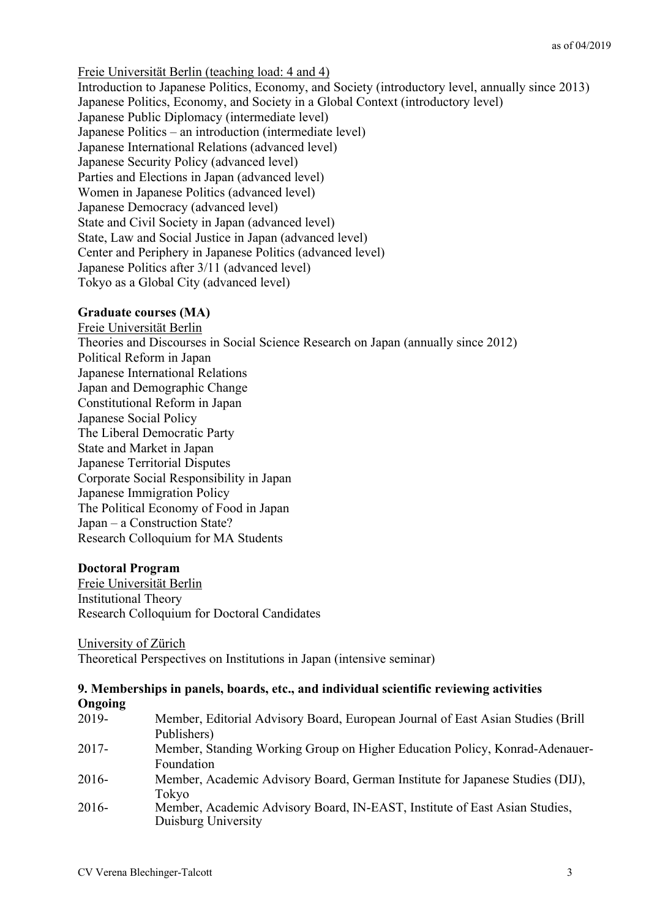<u>Freie Universität Berlin (teaching load: 4 and 4)</u>
Introduction to Japanese Politics, Economy, and Society (introductory level, annually since 2013)
Japanese Politics, Economy, and Society in a Global Context (introductory level)
Japanese Public Diplomacy (intermediate level)
Japanese Politics – an introduction (intermediate level)
Japanese International Relations (advanced level)
Japanese Security Policy (advanced level)
Parties and Elections in Japan (advanced level)
Women in Japanese Politics (advanced level)
Japanese Democracy (advanced level)
State and Civil Society in Japan (advanced level)
State, Law and Social Justice in Japan (advanced level)
Center and Periphery in Japanese Politics (advanced level)
Japanese Politics after 3/11 (advanced level)
Tokyo as a Global City (advanced level)

**Graduate courses (MA)**
<u>Freie Universität Berlin</u>
Theories and Discourses in Social Science Research on Japan (annually since 2012)
Political Reform in Japan
Japanese International Relations
Japan and Demographic Change
Constitutional Reform in Japan
Japanese Social Policy
The Liberal Democratic Party
State and Market in Japan
Japanese Territorial Disputes
Corporate Social Responsibility in Japan
Japanese Immigration Policy
The Political Economy of Food in Japan
Japan – a Construction State?
Research Colloquium for MA Students

**Doctoral Program**
<u>Freie Universität Berlin</u>
Institutional Theory
Research Colloquium for Doctoral Candidates

<u>University of Zürich</u>
Theoretical Perspectives on Institutions in Japan (intensive seminar)

**9. Memberships in panels, boards, etc., and individual scientific reviewing activities**
**Ongoing**

2019- Member, Editorial Advisory Board, European Journal of East Asian Studies (Brill Publishers)
2017- Member, Standing Working Group on Higher Education Policy, Konrad-Adenauer-Foundation
2016- Member, Academic Advisory Board, German Institute for Japanese Studies (DIJ), Tokyo
2016- Member, Academic Advisory Board, IN-EAST, Institute of East Asian Studies, Duisburg University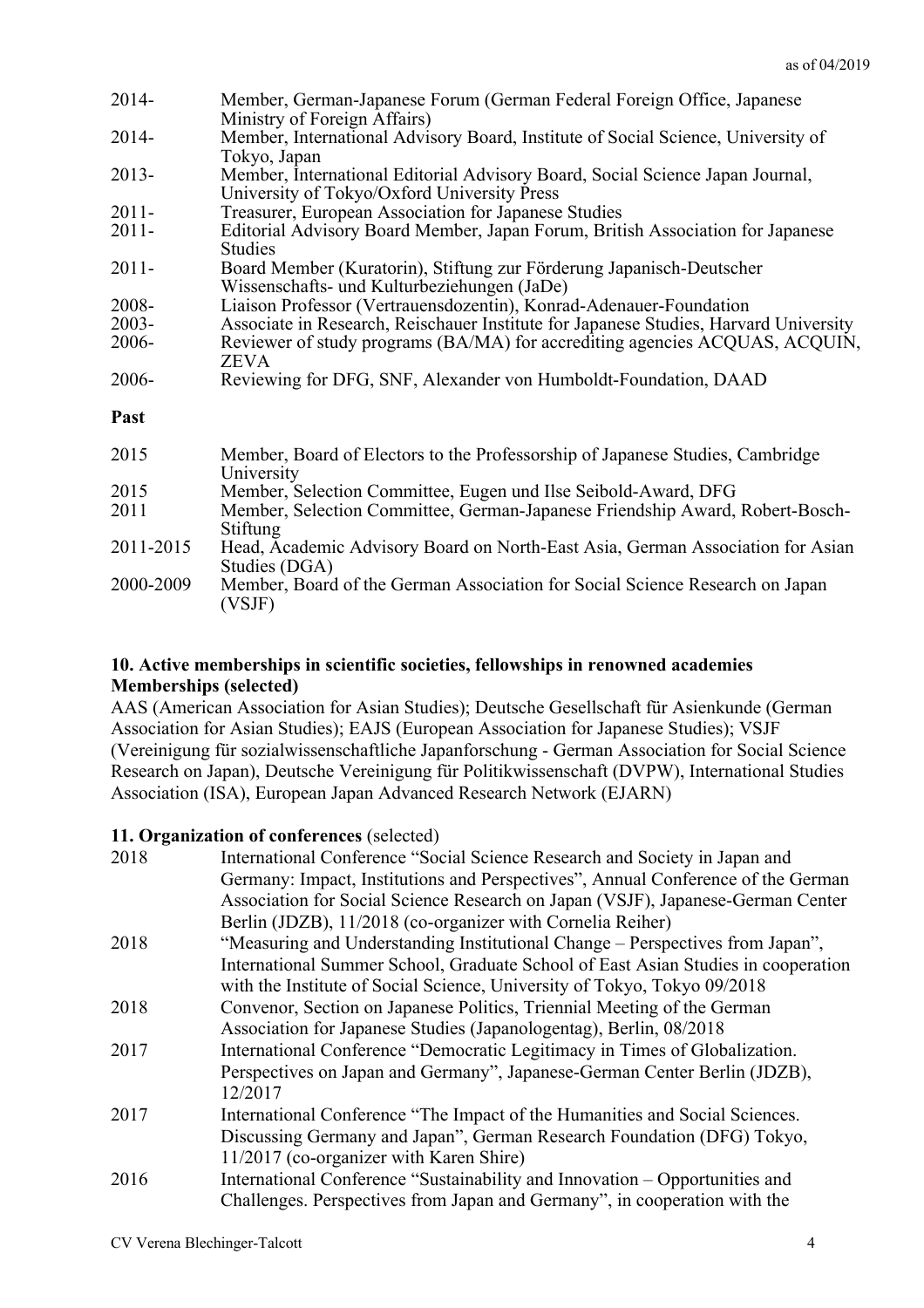| | |
|---|---|
| 2014- | Member, German-Japanese Forum (German Federal Foreign Office, Japanese Ministry of Foreign Affairs) |
| 2014- | Member, International Advisory Board, Institute of Social Science, University of Tokyo, Japan |
| 2013- | Member, International Editorial Advisory Board, Social Science Japan Journal, University of Tokyo/Oxford University Press |
| 2011- | Treasurer, European Association for Japanese Studies |
| 2011- | Editorial Advisory Board Member, Japan Forum, British Association for Japanese Studies |
| 2011- | Board Member (Kuratorin), Stiftung zur Förderung Japanisch-Deutscher Wissenschafts- und Kulturbeziehungen (JaDe) |
| 2008- | Liaison Professor (Vertrauensdozentin), Konrad-Adenauer-Foundation |
| 2003- | Associate in Research, Reischauer Institute for Japanese Studies, Harvard University |
| 2006- | Reviewer of study programs (BA/MA) for accrediting agencies ACQUAS, ACQUIN, ZEVA |
| 2006- | Reviewing for DFG, SNF, Alexander von Humboldt-Foundation, DAAD |

**Past**

| | |
|---|---|
| 2015 | Member, Board of Electors to the Professorship of Japanese Studies, Cambridge University |
| 2015 | Member, Selection Committee, Eugen und Ilse Seibold-Award, DFG |
| 2011 | Member, Selection Committee, German-Japanese Friendship Award, Robert-Bosch-Stiftung |
| 2011-2015 | Head, Academic Advisory Board on North-East Asia, German Association for Asian Studies (DGA) |
| 2000-2009 | Member, Board of the German Association for Social Science Research on Japan (VSJF) |

## 10. Active memberships in scientific societies, fellowships in renowned academies

**Memberships (selected)**

AAS (American Association for Asian Studies); Deutsche Gesellschaft für Asienkunde (German Association for Asian Studies); EAJS (European Association for Japanese Studies); VSJF (Vereinigung für sozialwissenschaftliche Japanforschung - German Association for Social Science Research on Japan), Deutsche Vereinigung für Politikwissenschaft (DVPW), International Studies Association (ISA), European Japan Advanced Research Network (EJARN)

## 11. Organization of conferences (selected)

| | |
|---|---|
| 2018 | International Conference "Social Science Research and Society in Japan and Germany: Impact, Institutions and Perspectives", Annual Conference of the German Association for Social Science Research on Japan (VSJF), Japanese-German Center Berlin (JDZB), 11/2018 (co-organizer with Cornelia Reiher) |
| 2018 | "Measuring and Understanding Institutional Change – Perspectives from Japan", International Summer School, Graduate School of East Asian Studies in cooperation with the Institute of Social Science, University of Tokyo, Tokyo 09/2018 |
| 2018 | Convenor, Section on Japanese Politics, Triennial Meeting of the German Association for Japanese Studies (Japanologentag), Berlin, 08/2018 |
| 2017 | International Conference "Democratic Legitimacy in Times of Globalization. Perspectives on Japan and Germany", Japanese-German Center Berlin (JDZB), 12/2017 |
| 2017 | International Conference "The Impact of the Humanities and Social Sciences. Discussing Germany and Japan", German Research Foundation (DFG) Tokyo, 11/2017 (co-organizer with Karen Shire) |
| 2016 | International Conference "Sustainability and Innovation – Opportunities and Challenges. Perspectives from Japan and Germany", in cooperation with the |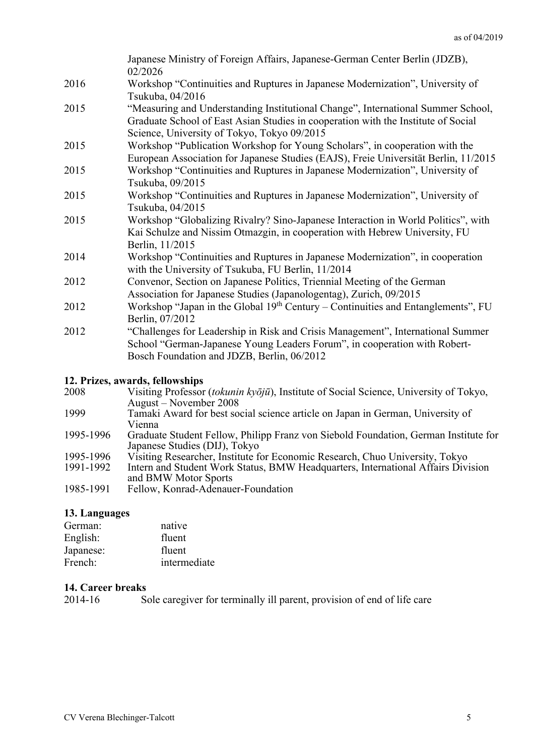| | |
|---|---|
| | Japanese Ministry of Foreign Affairs, Japanese-German Center Berlin (JDZB), 02/2026 |
| 2016 | Workshop "Continuities and Ruptures in Japanese Modernization", University of Tsukuba, 04/2016 |
| 2015 | "Measuring and Understanding Institutional Change", International Summer School, Graduate School of East Asian Studies in cooperation with the Institute of Social Science, University of Tokyo, Tokyo 09/2015 |
| 2015 | Workshop "Publication Workshop for Young Scholars", in cooperation with the European Association for Japanese Studies (EAJS), Freie Universität Berlin, 11/2015 |
| 2015 | Workshop "Continuities and Ruptures in Japanese Modernization", University of Tsukuba, 09/2015 |
| 2015 | Workshop "Continuities and Ruptures in Japanese Modernization", University of Tsukuba, 04/2015 |
| 2015 | Workshop "Globalizing Rivalry? Sino-Japanese Interaction in World Politics", with Kai Schulze and Nissim Otmazgin, in cooperation with Hebrew University, FU Berlin, 11/2015 |
| 2014 | Workshop "Continuities and Ruptures in Japanese Modernization", in cooperation with the University of Tsukuba, FU Berlin, 11/2014 |
| 2012 | Convenor, Section on Japanese Politics, Triennial Meeting of the German Association for Japanese Studies (Japanologentag), Zurich, 09/2015 |
| 2012 | Workshop "Japan in the Global 19th Century – Continuities and Entanglements", FU Berlin, 07/2012 |
| 2012 | "Challenges for Leadership in Risk and Crisis Management", International Summer School "German-Japanese Young Leaders Forum", in cooperation with Robert-Bosch Foundation and JDZB, Berlin, 06/2012 |

## 12. Prizes, awards, fellowships

| | |
|---|---|
| 2008 | Visiting Professor (*tokunin kyōjū*), Institute of Social Science, University of Tokyo, August – November 2008 |
| 1999 | Tamaki Award for best social science article on Japan in German, University of Vienna |
| 1995-1996 | Graduate Student Fellow, Philipp Franz von Siebold Foundation, German Institute for Japanese Studies (DIJ), Tokyo |
| 1995-1996 | Visiting Researcher, Institute for Economic Research, Chuo University, Tokyo |
| 1991-1992 | Intern and Student Work Status, BMW Headquarters, International Affairs Division and BMW Motor Sports |
| 1985-1991 | Fellow, Konrad-Adenauer-Foundation |

## 13. Languages

| | |
|---|---|
| German: | native |
| English: | fluent |
| Japanese: | fluent |
| French: | intermediate |

## 14. Career breaks

| | |
|---|---|
| 2014-16 | Sole caregiver for terminally ill parent, provision of end of life care |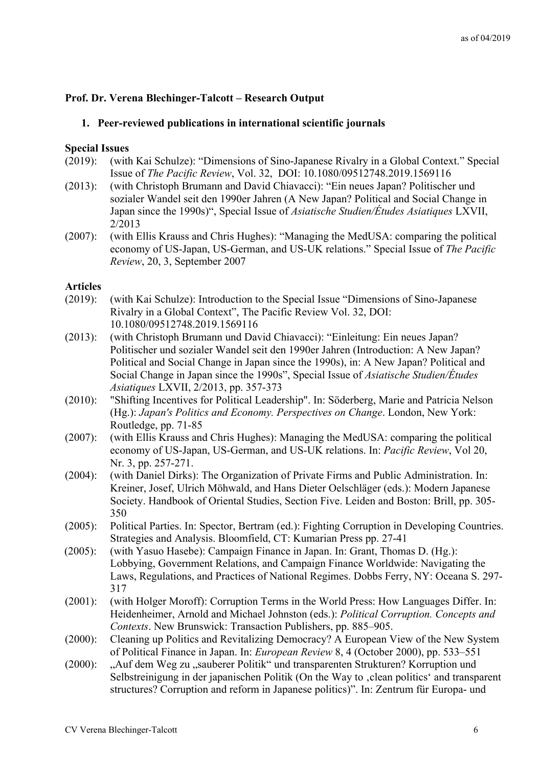**Prof. Dr. Verena Blechinger-Talcott – Research Output**

1. **Peer-reviewed publications in international scientific journals**

**Special Issues**

(2019): (with Kai Schulze): “Dimensions of Sino-Japanese Rivalry in a Global Context.” Special Issue of *The Pacific Review*, Vol. 32, DOI: 10.1080/09512748.2019.1569116

(2013): (with Christoph Brumann and David Chiavacci): “Ein neues Japan? Politischer und sozialer Wandel seit den 1990er Jahren (A New Japan? Political and Social Change in Japan since the 1990s)“, Special Issue of *Asiatische Studien/Études Asiatiques* LXVII, 2/2013

(2007): (with Ellis Krauss and Chris Hughes): “Managing the MedUSA: comparing the political economy of US-Japan, US-German, and US-UK relations.” Special Issue of *The Pacific Review*, 20, 3, September 2007

**Articles**

(2019): (with Kai Schulze): Introduction to the Special Issue “Dimensions of Sino-Japanese Rivalry in a Global Context”, The Pacific Review Vol. 32, DOI: 10.1080/09512748.2019.1569116

(2013): (with Christoph Brumann und David Chiavacci): “Einleitung: Ein neues Japan? Politischer und sozialer Wandel seit den 1990er Jahren (Introduction: A New Japan? Political and Social Change in Japan since the 1990s), in: A New Japan? Political and Social Change in Japan since the 1990s”, Special Issue of *Asiatische Studien/Études Asiatiques* LXVII, 2/2013, pp. 357-373

(2010): "Shifting Incentives for Political Leadership". In: Söderberg, Marie and Patricia Nelson (Hg.): *Japan's Politics and Economy. Perspectives on Change*. London, New York: Routledge, pp. 71-85

(2007): (with Ellis Krauss and Chris Hughes): Managing the MedUSA: comparing the political economy of US-Japan, US-German, and US-UK relations. In: *Pacific Review*, Vol 20, Nr. 3, pp. 257-271.

(2004): (with Daniel Dirks): The Organization of Private Firms and Public Administration. In: Kreiner, Josef, Ulrich Möhwald, and Hans Dieter Oelschläger (eds.): Modern Japanese Society. Handbook of Oriental Studies, Section Five. Leiden and Boston: Brill, pp. 305-350

(2005): Political Parties. In: Spector, Bertram (ed.): Fighting Corruption in Developing Countries. Strategies and Analysis. Bloomfield, CT: Kumarian Press pp. 27-41

(2005): (with Yasuo Hasebe): Campaign Finance in Japan. In: Grant, Thomas D. (Hg.): Lobbying, Government Relations, and Campaign Finance Worldwide: Navigating the Laws, Regulations, and Practices of National Regimes. Dobbs Ferry, NY: Oceana S. 297-317

(2001): (with Holger Moroff): Corruption Terms in the World Press: How Languages Differ. In: Heidenheimer, Arnold and Michael Johnston (eds.): *Political Corruption. Concepts and Contexts*. New Brunswick: Transaction Publishers, pp. 885–905.

(2000): Cleaning up Politics and Revitalizing Democracy? A European View of the New System of Political Finance in Japan. In: *European Review* 8, 4 (October 2000), pp. 533–551

(2000): „Auf dem Weg zu „sauberer Politik“ und transparenten Strukturen? Korruption und Selbstreinigung in der japanischen Politik (On the Way to ‚clean politics‘ and transparent structures? Corruption and reform in Japanese politics)”. In: Zentrum für Europa- und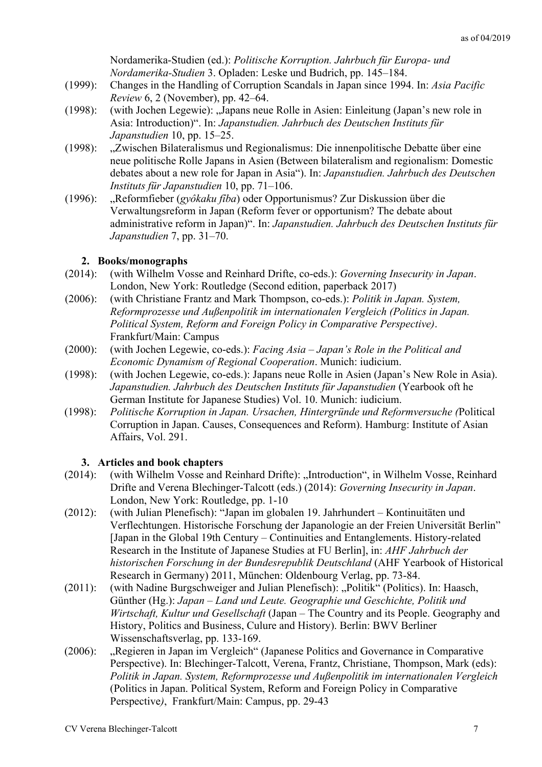Nordamerika-Studien (ed.): *Politische Korruption. Jahrbuch für Europa- und Nordamerika-Studien* 3. Opladen: Leske und Budrich, pp. 145–184.

(1999): Changes in the Handling of Corruption Scandals in Japan since 1994. In: *Asia Pacific Review* 6, 2 (November), pp. 42–64.

(1998): (with Jochen Legewie): „Japans neue Rolle in Asien: Einleitung (Japan's new role in Asia: Introduction)". In: *Japanstudien. Jahrbuch des Deutschen Instituts für Japanstudien* 10, pp. 15–25.

(1998): „Zwischen Bilateralismus und Regionalismus: Die innenpolitische Debatte über eine neue politische Rolle Japans in Asien (Between bilateralism and regionalism: Domestic debates about a new role for Japan in Asia")". In: *Japanstudien. Jahrbuch des Deutschen Instituts für Japanstudien* 10, pp. 71–106.

(1996): „Reformfieber (*gyôkaku fība*) oder Opportunismus? Zur Diskussion über die Verwaltungsreform in Japan (Reform fever or opportunism? The debate about administrative reform in Japan)". In: *Japanstudien. Jahrbuch des Deutschen Instituts für Japanstudien* 7, pp. 31–70.

### 2. Books/monographs

(2014): (with Wilhelm Vosse and Reinhard Drifte, co-eds.): *Governing Insecurity in Japan*. London, New York: Routledge (Second edition, paperback 2017)

(2006): (with Christiane Frantz and Mark Thompson, co-eds.): *Politik in Japan. System, Reformprozesse und Außenpolitik im internationalen Vergleich (Politics in Japan. Political System, Reform and Foreign Policy in Comparative Perspective)*. Frankfurt/Main: Campus

(2000): (with Jochen Legewie, co-eds.): *Facing Asia – Japan's Role in the Political and Economic Dynamism of Regional Cooperation*. Munich: iudicium.

(1998): (with Jochen Legewie, co-eds.): Japans neue Rolle in Asien (Japan's New Role in Asia). *Japanstudien. Jahrbuch des Deutschen Instituts für Japanstudien* (Yearbook oft he German Institute for Japanese Studies) Vol. 10. Munich: iudicium.

(1998): *Politische Korruption in Japan. Ursachen, Hintergründe und Reformversuche (*Political Corruption in Japan. Causes, Consequences and Reform). Hamburg: Institute of Asian Affairs, Vol. 291.

### 3. Articles and book chapters

(2014): (with Wilhelm Vosse and Reinhard Drifte): „Introduction", in Wilhelm Vosse, Reinhard Drifte and Verena Blechinger-Talcott (eds.) (2014): *Governing Insecurity in Japan*. London, New York: Routledge, pp. 1-10

(2012): (with Julian Plenefisch): "Japan im globalen 19. Jahrhundert – Kontinuitäten und Verflechtungen. Historische Forschung der Japanologie an der Freien Universität Berlin" [Japan in the Global 19th Century – Continuities and Entanglements. History-related Research in the Institute of Japanese Studies at FU Berlin], in: *AHF Jahrbuch der historischen Forschung in der Bundesrepublik Deutschland* (AHF Yearbook of Historical Research in Germany) 2011, München: Oldenbourg Verlag, pp. 73-84.

(2011): (with Nadine Burgschweiger and Julian Plenefisch): „Politik" (Politics). In: Haasch, Günther (Hg.): *Japan – Land und Leute. Geographie und Geschichte, Politik und Wirtschaft, Kultur und Gesellschaft* (Japan – The Country and its People. Geography and History, Politics and Business, Culure and History). Berlin: BWV Berliner Wissenschaftsverlag, pp. 133-169.

(2006): „Regieren in Japan im Vergleich" (Japanese Politics and Governance in Comparative Perspective). In: Blechinger-Talcott, Verena, Frantz, Christiane, Thompson, Mark (eds): *Politik in Japan. System, Reformprozesse und Außenpolitik im internationalen Vergleich* (Politics in Japan. Political System, Reform and Foreign Policy in Comparative Perspective*)*, Frankfurt/Main: Campus, pp. 29-43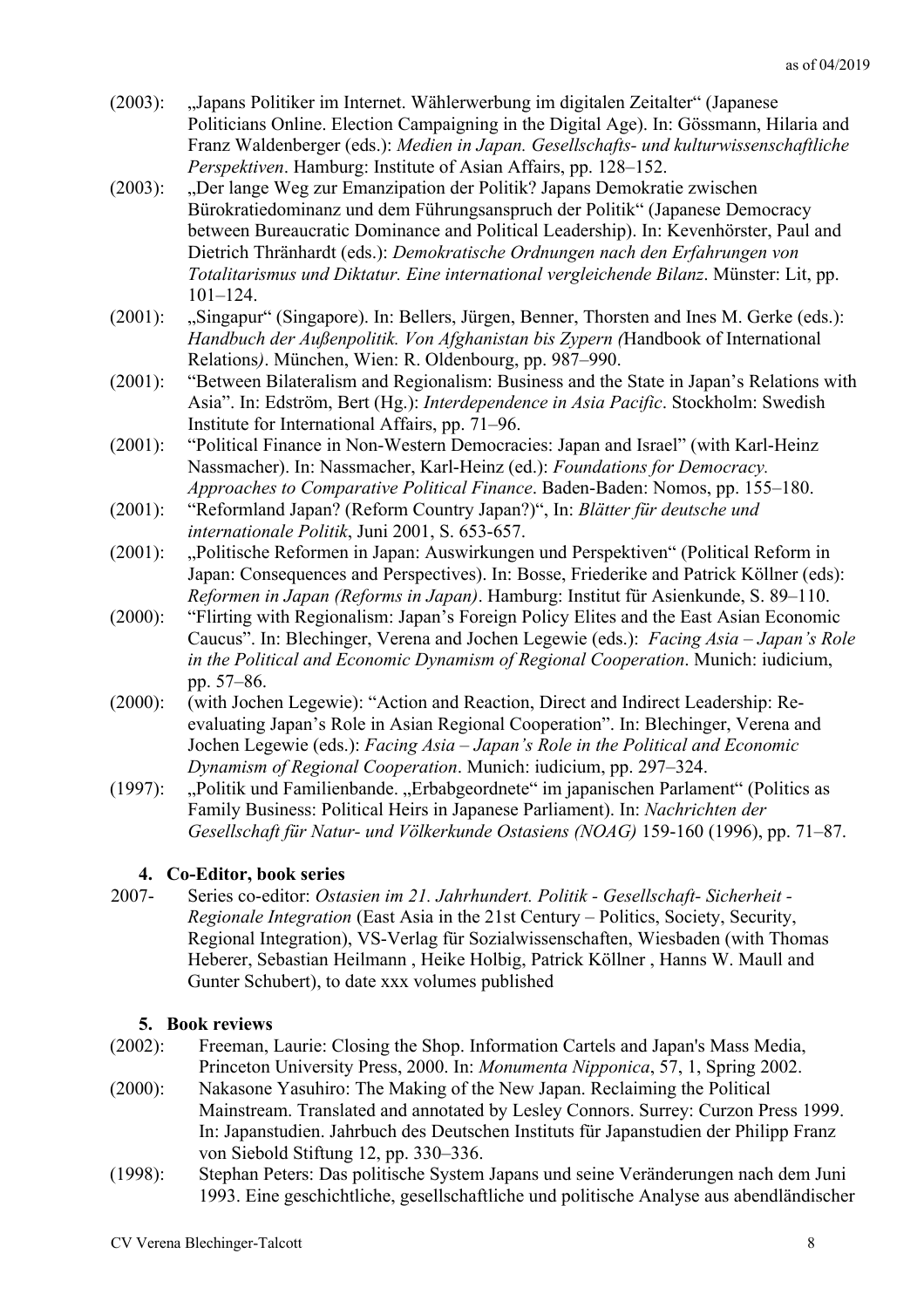(2003): „Japans Politiker im Internet. Wählerwerbung im digitalen Zeitalter“ (Japanese Politicians Online. Election Campaigning in the Digital Age). In: Gössmann, Hilaria and Franz Waldenberger (eds.): *Medien in Japan. Gesellschafts- und kulturwissenschaftliche Perspektiven*. Hamburg: Institute of Asian Affairs, pp. 128–152.

(2003): „Der lange Weg zur Emanzipation der Politik? Japans Demokratie zwischen Bürokratiedominanz und dem Führungsanspruch der Politik“ (Japanese Democracy between Bureaucratic Dominance and Political Leadership). In: Kevenhörster, Paul and Dietrich Thränhardt (eds.): *Demokratische Ordnungen nach den Erfahrungen von Totalitarismus und Diktatur. Eine international vergleichende Bilanz*. Münster: Lit, pp. 101–124.

(2001): „Singapur“ (Singapore). In: Bellers, Jürgen, Benner, Thorsten and Ines M. Gerke (eds.): *Handbuch der Außenpolitik. Von Afghanistan bis Zypern (*Handbook of International Relations*)*. München, Wien: R. Oldenbourg, pp. 987–990.

(2001): “Between Bilateralism and Regionalism: Business and the State in Japan’s Relations with Asia”. In: Edström, Bert (Hg.): *Interdependence in Asia Pacific*. Stockholm: Swedish Institute for International Affairs, pp. 71–96.

(2001): “Political Finance in Non-Western Democracies: Japan and Israel” (with Karl-Heinz Nassmacher). In: Nassmacher, Karl-Heinz (ed.): *Foundations for Democracy. Approaches to Comparative Political Finance*. Baden-Baden: Nomos, pp. 155–180.

(2001): “Reformland Japan? (Reform Country Japan?)“, In: *Blätter für deutsche und internationale Politik*, Juni 2001, S. 653-657.

(2001): „Politische Reformen in Japan: Auswirkungen und Perspektiven“ (Political Reform in Japan: Consequences and Perspectives). In: Bosse, Friederike and Patrick Köllner (eds): *Reformen in Japan (Reforms in Japan)*. Hamburg: Institut für Asienkunde, S. 89–110.

(2000): “Flirting with Regionalism: Japan’s Foreign Policy Elites and the East Asian Economic Caucus”. In: Blechinger, Verena and Jochen Legewie (eds.): *Facing Asia – Japan’s Role in the Political and Economic Dynamism of Regional Cooperation*. Munich: iudicium, pp. 57–86.

(2000): (with Jochen Legewie): “Action and Reaction, Direct and Indirect Leadership: Re-evaluating Japan’s Role in Asian Regional Cooperation”. In: Blechinger, Verena and Jochen Legewie (eds.): *Facing Asia – Japan’s Role in the Political and Economic Dynamism of Regional Cooperation*. Munich: iudicium, pp. 297–324.

(1997): „Politik und Familienbande. „Erbabgeordnete“ im japanischen Parlament“ (Politics as Family Business: Political Heirs in Japanese Parliament). In: *Nachrichten der Gesellschaft für Natur- und Völkerkunde Ostasiens (NOAG)* 159-160 (1996), pp. 71–87.

### 4. Co-Editor, book series

2007- Series co-editor: *Ostasien im 21. Jahrhundert. Politik - Gesellschaft- Sicherheit - Regionale Integration* (East Asia in the 21st Century – Politics, Society, Security, Regional Integration), VS-Verlag für Sozialwissenschaften, Wiesbaden (with Thomas Heberer, Sebastian Heilmann , Heike Holbig, Patrick Köllner , Hanns W. Maull and Gunter Schubert), to date xxx volumes published

### 5. Book reviews

(2002): Freeman, Laurie: Closing the Shop. Information Cartels and Japan's Mass Media, Princeton University Press, 2000. In: *Monumenta Nipponica*, 57, 1, Spring 2002.

(2000): Nakasone Yasuhiro: The Making of the New Japan. Reclaiming the Political Mainstream. Translated and annotated by Lesley Connors. Surrey: Curzon Press 1999. In: Japanstudien. Jahrbuch des Deutschen Instituts für Japanstudien der Philipp Franz von Siebold Stiftung 12, pp. 330–336.

(1998): Stephan Peters: Das politische System Japans und seine Veränderungen nach dem Juni 1993. Eine geschichtliche, gesellschaftliche und politische Analyse aus abendländischer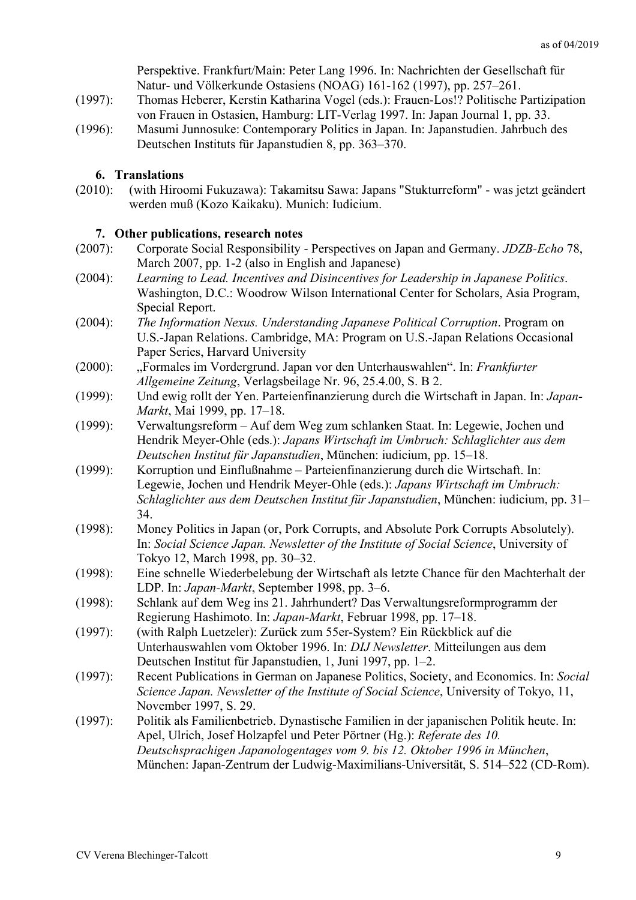Perspektive. Frankfurt/Main: Peter Lang 1996. In: Nachrichten der Gesellschaft für Natur- und Völkerkunde Ostasiens (NOAG) 161-162 (1997), pp. 257–261.

(1997): Thomas Heberer, Kerstin Katharina Vogel (eds.): Frauen-Los!? Politische Partizipation von Frauen in Ostasien, Hamburg: LIT-Verlag 1997. In: Japan Journal 1, pp. 33.

(1996): Masumi Junnosuke: Contemporary Politics in Japan. In: Japanstudien. Jahrbuch des Deutschen Instituts für Japanstudien 8, pp. 363–370.

### 6. Translations

(2010): (with Hiroomi Fukuzawa): Takamitsu Sawa: Japans "Stukturreform" - was jetzt geändert werden muß (Kozo Kaikaku). Munich: Iudicium.

### 7. Other publications, research notes

(2007): Corporate Social Responsibility - Perspectives on Japan and Germany. *JDZB-Echo* 78, March 2007, pp. 1-2 (also in English and Japanese)

(2004): *Learning to Lead. Incentives and Disincentives for Leadership in Japanese Politics*. Washington, D.C.: Woodrow Wilson International Center for Scholars, Asia Program, Special Report.

(2004): *The Information Nexus. Understanding Japanese Political Corruption*. Program on U.S.-Japan Relations. Cambridge, MA: Program on U.S.-Japan Relations Occasional Paper Series, Harvard University

(2000): „Formales im Vordergrund. Japan vor den Unterhauswahlen". In: *Frankfurter Allgemeine Zeitung*, Verlagsbeilage Nr. 96, 25.4.00, S. B 2.

(1999): Und ewig rollt der Yen. Parteienfinanzierung durch die Wirtschaft in Japan. In: *Japan-Markt*, Mai 1999, pp. 17–18.

(1999): Verwaltungsreform – Auf dem Weg zum schlanken Staat. In: Legewie, Jochen und Hendrik Meyer-Ohle (eds.): *Japans Wirtschaft im Umbruch: Schlaglichter aus dem Deutschen Institut für Japanstudien*, München: iudicium, pp. 15–18.

(1999): Korruption und Einflußnahme – Parteienfinanzierung durch die Wirtschaft. In: Legewie, Jochen und Hendrik Meyer-Ohle (eds.): *Japans Wirtschaft im Umbruch: Schlaglichter aus dem Deutschen Institut für Japanstudien*, München: iudicium, pp. 31–34.

(1998): Money Politics in Japan (or, Pork Corrupts, and Absolute Pork Corrupts Absolutely). In: *Social Science Japan. Newsletter of the Institute of Social Science*, University of Tokyo 12, March 1998, pp. 30–32.

(1998): Eine schnelle Wiederbelebung der Wirtschaft als letzte Chance für den Machterhalt der LDP. In: *Japan-Markt*, September 1998, pp. 3–6.

(1998): Schlank auf dem Weg ins 21. Jahrhundert? Das Verwaltungsreformprogramm der Regierung Hashimoto. In: *Japan-Markt*, Februar 1998, pp. 17–18.

(1997): (with Ralph Luetzeler): Zurück zum 55er-System? Ein Rückblick auf die Unterhauswahlen vom Oktober 1996. In: *DIJ Newsletter*. Mitteilungen aus dem Deutschen Institut für Japanstudien, 1, Juni 1997, pp. 1–2.

(1997): Recent Publications in German on Japanese Politics, Society, and Economics. In: *Social Science Japan. Newsletter of the Institute of Social Science*, University of Tokyo, 11, November 1997, S. 29.

(1997): Politik als Familienbetrieb. Dynastische Familien in der japanischen Politik heute. In: Apel, Ulrich, Josef Holzapfel und Peter Pörtner (Hg.): *Referate des 10. Deutschsprachigen Japanologentages vom 9. bis 12. Oktober 1996 in München*, München: Japan-Zentrum der Ludwig-Maximilians-Universität, S. 514–522 (CD-Rom).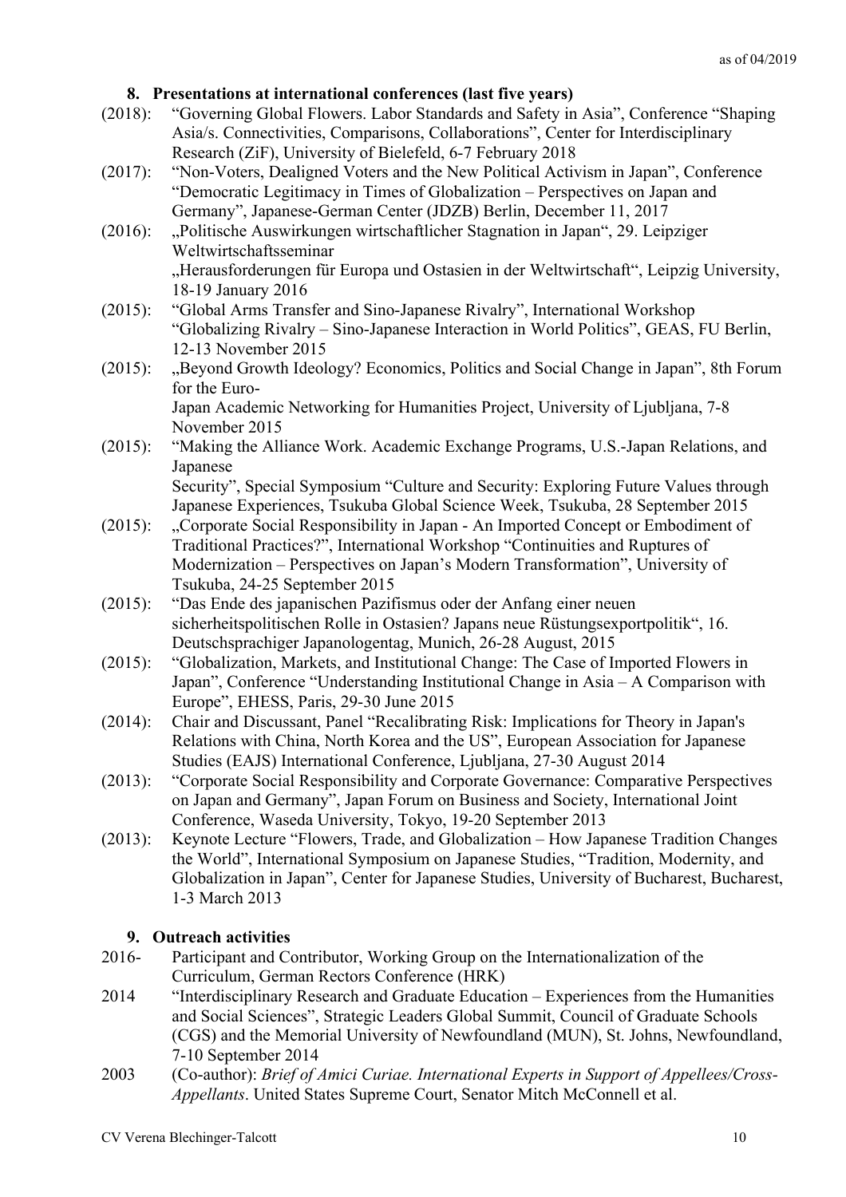## 8. Presentations at international conferences (last five years)

(2018): "Governing Global Flowers. Labor Standards and Safety in Asia", Conference "Shaping Asia/s. Connectivities, Comparisons, Collaborations", Center for Interdisciplinary Research (ZiF), University of Bielefeld, 6-7 February 2018

(2017): "Non-Voters, Dealigned Voters and the New Political Activism in Japan", Conference "Democratic Legitimacy in Times of Globalization – Perspectives on Japan and Germany", Japanese-German Center (JDZB) Berlin, December 11, 2017

(2016): „Politische Auswirkungen wirtschaftlicher Stagnation in Japan", 29. Leipziger Weltwirtschaftsseminar „Herausforderungen für Europa und Ostasien in der Weltwirtschaft", Leipzig University, 18-19 January 2016

(2015): "Global Arms Transfer and Sino-Japanese Rivalry", International Workshop "Globalizing Rivalry – Sino-Japanese Interaction in World Politics", GEAS, FU Berlin, 12-13 November 2015

(2015): „Beyond Growth Ideology? Economics, Politics and Social Change in Japan", 8th Forum for the Euro-Japan Academic Networking for Humanities Project, University of Ljubljana, 7-8 November 2015

(2015): "Making the Alliance Work. Academic Exchange Programs, U.S.-Japan Relations, and Japanese Security", Special Symposium "Culture and Security: Exploring Future Values through Japanese Experiences, Tsukuba Global Science Week, Tsukuba, 28 September 2015

(2015): „Corporate Social Responsibility in Japan - An Imported Concept or Embodiment of Traditional Practices?", International Workshop "Continuities and Ruptures of Modernization – Perspectives on Japan's Modern Transformation", University of Tsukuba, 24-25 September 2015

(2015): "Das Ende des japanischen Pazifismus oder der Anfang einer neuen sicherheitspolitischen Rolle in Ostasien? Japans neue Rüstungsexportpolitik", 16. Deutschsprachiger Japanologentag, Munich, 26-28 August, 2015

(2015): "Globalization, Markets, and Institutional Change: The Case of Imported Flowers in Japan", Conference "Understanding Institutional Change in Asia – A Comparison with Europe", EHESS, Paris, 29-30 June 2015

(2014): Chair and Discussant, Panel "Recalibrating Risk: Implications for Theory in Japan's Relations with China, North Korea and the US", European Association for Japanese Studies (EAJS) International Conference, Ljubljana, 27-30 August 2014

(2013): "Corporate Social Responsibility and Corporate Governance: Comparative Perspectives on Japan and Germany", Japan Forum on Business and Society, International Joint Conference, Waseda University, Tokyo, 19-20 September 2013

(2013): Keynote Lecture "Flowers, Trade, and Globalization – How Japanese Tradition Changes the World", International Symposium on Japanese Studies, "Tradition, Modernity, and Globalization in Japan", Center for Japanese Studies, University of Bucharest, Bucharest, 1-3 March 2013

## 9. Outreach activities

2016- Participant and Contributor, Working Group on the Internationalization of the Curriculum, German Rectors Conference (HRK)

2014 "Interdisciplinary Research and Graduate Education – Experiences from the Humanities and Social Sciences", Strategic Leaders Global Summit, Council of Graduate Schools (CGS) and the Memorial University of Newfoundland (MUN), St. Johns, Newfoundland, 7-10 September 2014

2003 (Co-author): *Brief of Amici Curiae. International Experts in Support of Appellees/Cross-Appellants*. United States Supreme Court, Senator Mitch McConnell et al.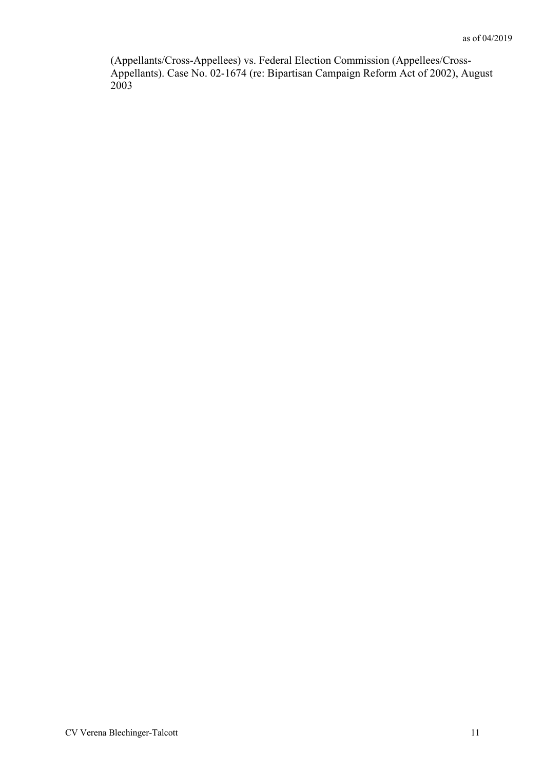(Appellants/Cross-Appellees) vs. Federal Election Commission (Appellees/Cross-Appellants). Case No. 02-1674 (re: Bipartisan Campaign Reform Act of 2002), August 2003